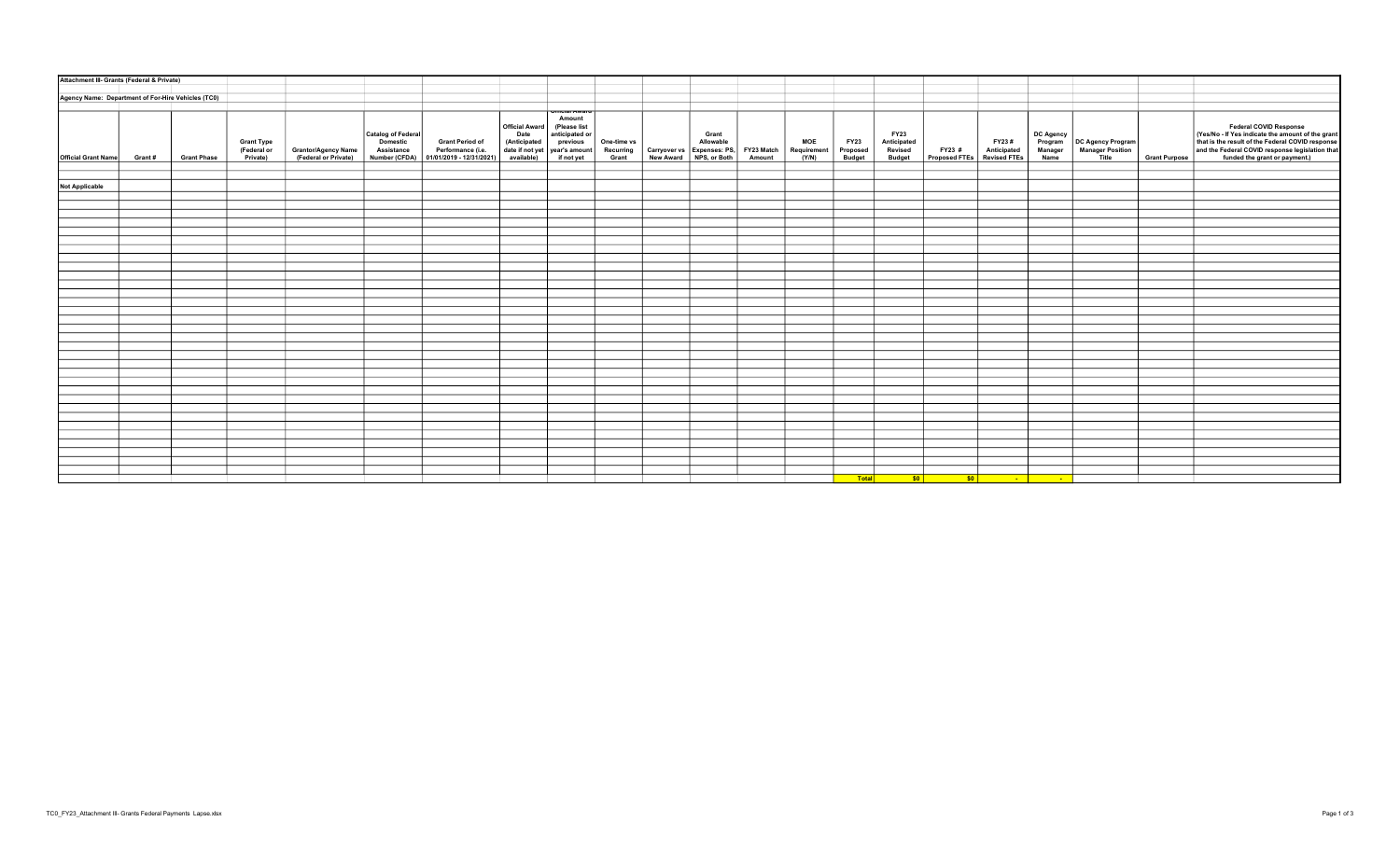Attachment III- Grants (Federal & Private)

Agency Name: Department of For-Hire Vehicles (TC0)

| Official Grant Name | Grant # | Grant Phase | Grant Type (Federal or Private) | Grantor/Agency Name (Federal or Private) | Catalog of Federal Domestic Assistance Number (CFDA) | Grant Period of Performance (i.e. 01/01/2019 - 12/31/2021) | Official Award Date (Anticipated date if not yet available) | Official Award Amount (Please list anticipated or previous year's amount if not yet | One-time vs Recurring Grant | Carryover vs New Award | Grant Allowable Expenses: PS, NPS, or Both | FY23 Match Amount | MOE Requirement (Y/N) | FY23 Proposed Budget | FY23 Anticipated Revised Budget | FY23 # Proposed FTEs | FY23 # Anticipated Revised FTEs | DC Agency Program Manager Name | DC Agency Program Manager Position Title | Grant Purpose | Federal COVID Response (Yes/No - If Yes indicate the amount of the grant that is the result of the Federal COVID response and the Federal COVID response legislation that funded the grant or payment.) |
|---|---|---|---|---|---|---|---|---|---|---|---|---|---|---|---|---|---|---|---|---|---|
| Not Applicable | | | | | | | | | | | | | | | | | | | | | |
| | | | | | | | | | | | | | | Total | $0 | $0 | - | - | | | |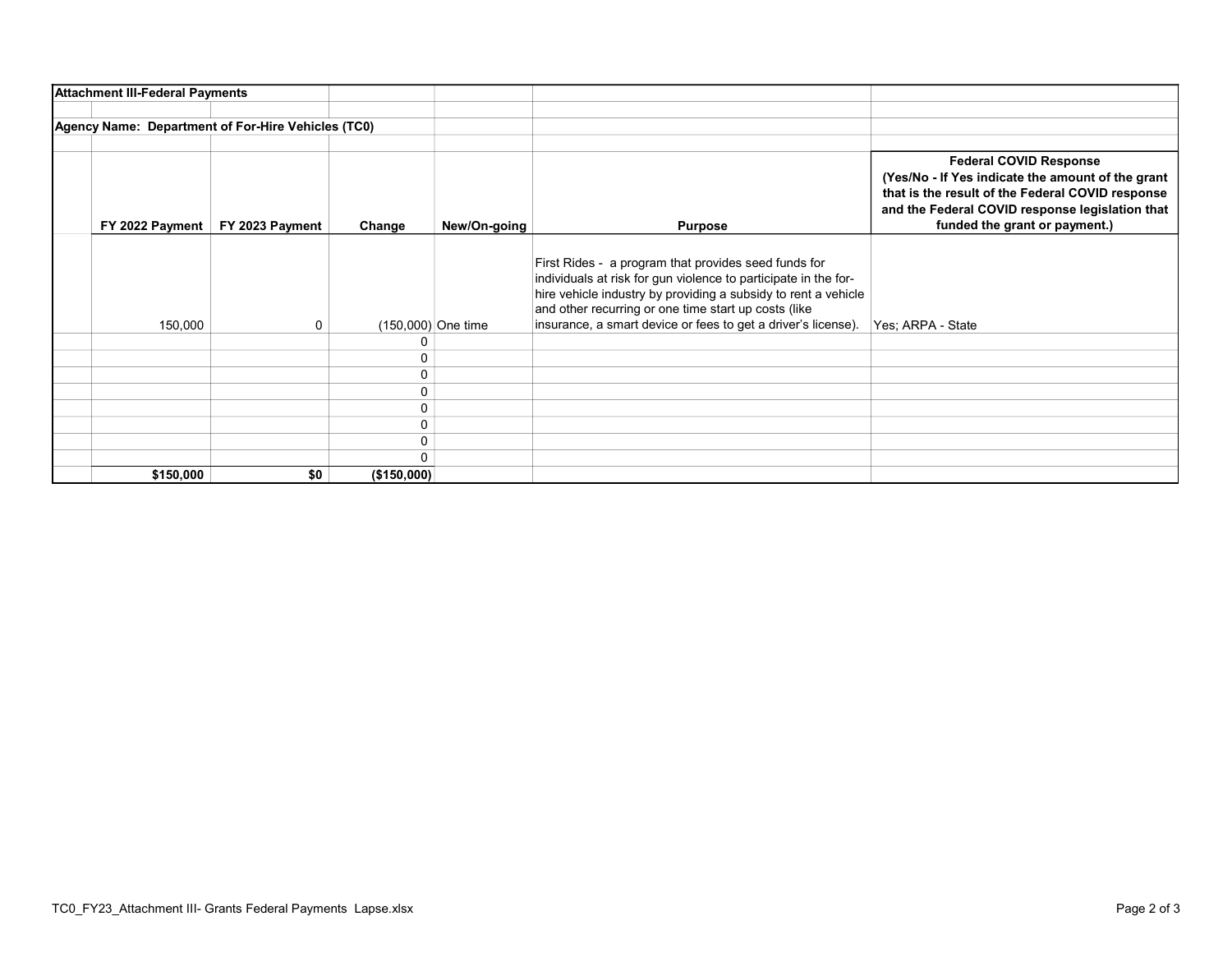**Attachment III-Federal Payments**

**Agency Name: Department of For-Hire Vehicles (TC0)**

| | FY 2022 Payment | FY 2023 Payment | Change | New/On-going | Purpose | Federal COVID Response (Yes/No - If Yes indicate the amount of the grant that is the result of the Federal COVID response and the Federal COVID response legislation that funded the grant or payment.) |
|---|---|---|---|---|---|---|
| | 150,000 | 0 | (150,000) | One time | First Rides - a program that provides seed funds for individuals at risk for gun violence to participate in the for-hire vehicle industry by providing a subsidy to rent a vehicle and other recurring or one time start up costs (like insurance, a smart device or fees to get a driver's license). | Yes; ARPA - State |
| | | | 0 | | | |
| | | | 0 | | | |
| | | | 0 | | | |
| | | | 0 | | | |
| | | | 0 | | | |
| | | | 0 | | | |
| | | | 0 | | | |
| | | | 0 | | | |
| | **$150,000** | **$0** | **($150,000)** | | | |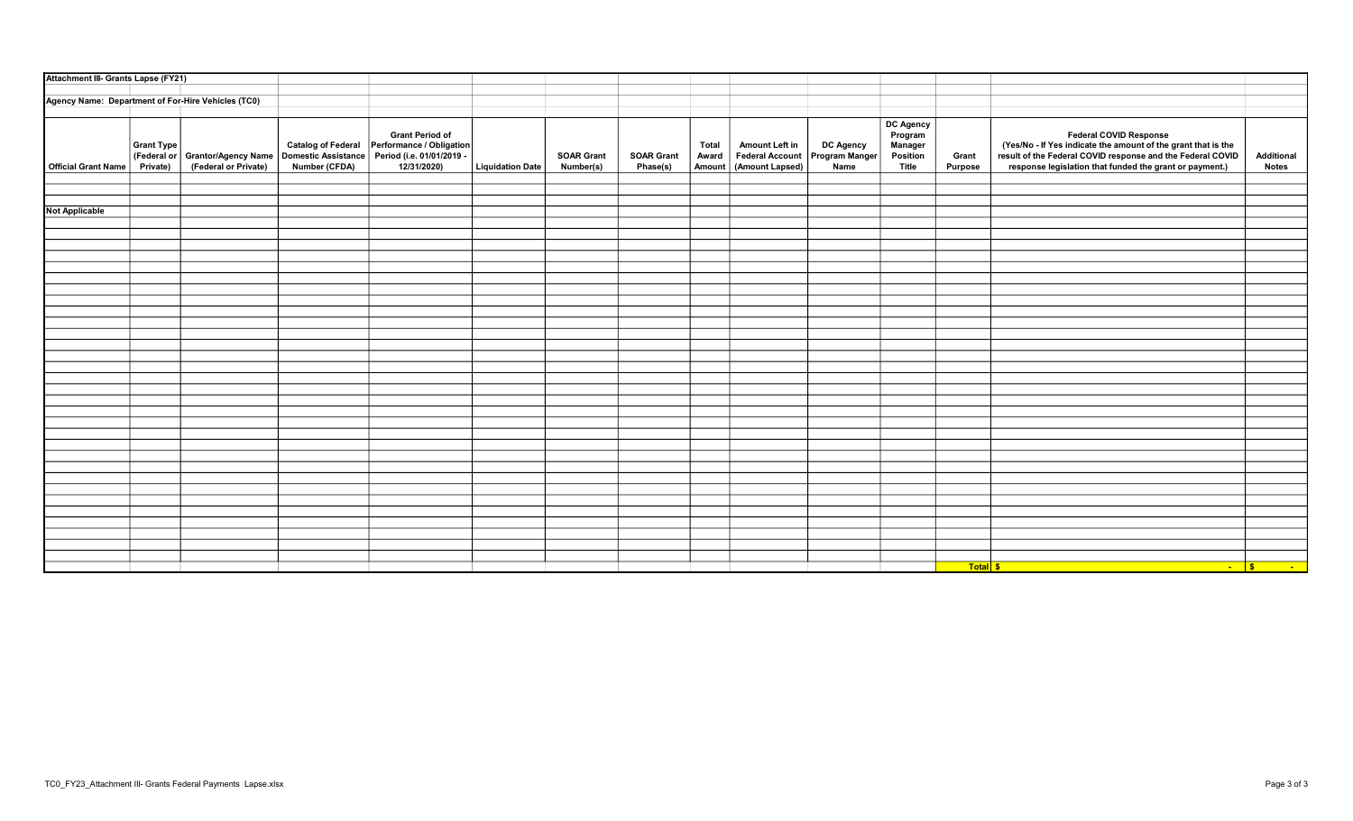**Attachment III- Grants Lapse (FY21)**

**Agency Name: Department of For-Hire Vehicles (TC0)**

| Official Grant Name | Grant Type (Federal or Private) | Grantor/Agency Name (Federal or Private) | Catalog of Federal Domestic Assistance Number (CFDA) | Grant Period of Performance / Obligation Period (i.e. 01/01/2019 - 12/31/2020) | Liquidation Date | SOAR Grant Number(s) | SOAR Grant Phase(s) | Total Award Amount | Amount Left in Federal Account (Amount Lapsed) | DC Agency Program Manger Name | DC Agency Program Manager Position Title | Grant Purpose | Federal COVID Response (Yes/No - If Yes indicate the amount of the grant that is the result of the Federal COVID response and the Federal COVID response legislation that funded the grant or payment.) | Additional Notes |
|---|---|---|---|---|---|---|---|---|---|---|---|---|---|---|
| Not Applicable | | | | | | | | | | | | | | |
| | | | | | | | | | | | | Total | $ - | $ - |